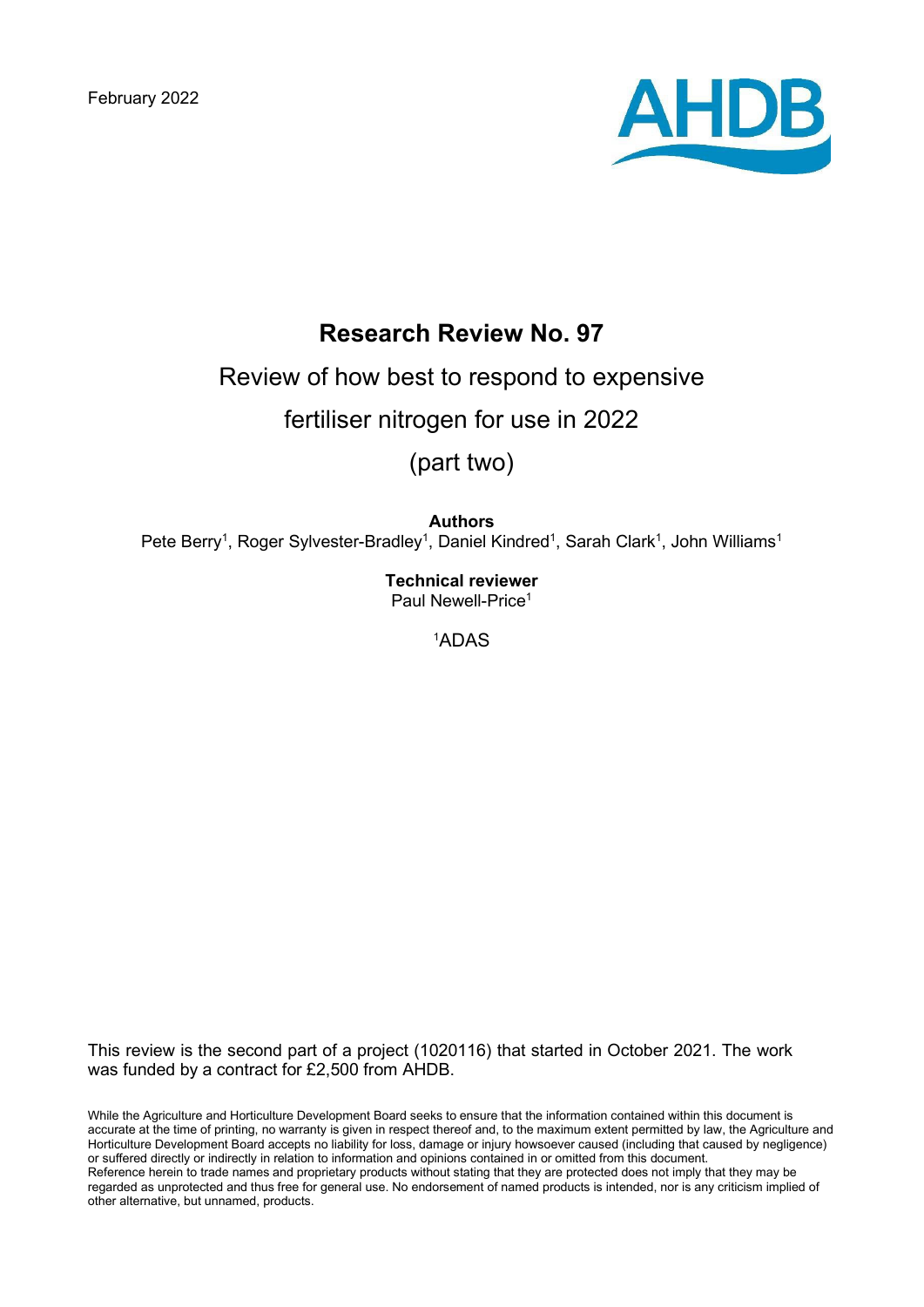February 2022

AHDB

# Research Review No. 97

## Review of how best to respond to expensive fertiliser nitrogen for use in 2022 (part two)

**Authors**

Pete Berry[1], Roger Sylvester-Bradley[1], Daniel Kindred[1], Sarah Clark[1], John Williams[1]

**Technical reviewer**

Paul Newell-Price[1]

[1]ADAS

This review is the second part of a project (1020116) that started in October 2021. The work was funded by a contract for £2,500 from AHDB.

While the Agriculture and Horticulture Development Board seeks to ensure that the information contained within this document is accurate at the time of printing, no warranty is given in respect thereof and, to the maximum extent permitted by law, the Agriculture and Horticulture Development Board accepts no liability for loss, damage or injury howsoever caused (including that caused by negligence) or suffered directly or indirectly in relation to information and opinions contained in or omitted from this document.
Reference herein to trade names and proprietary products without stating that they are protected does not imply that they may be regarded as unprotected and thus free for general use. No endorsement of named products is intended, nor is any criticism implied of other alternative, but unnamed, products.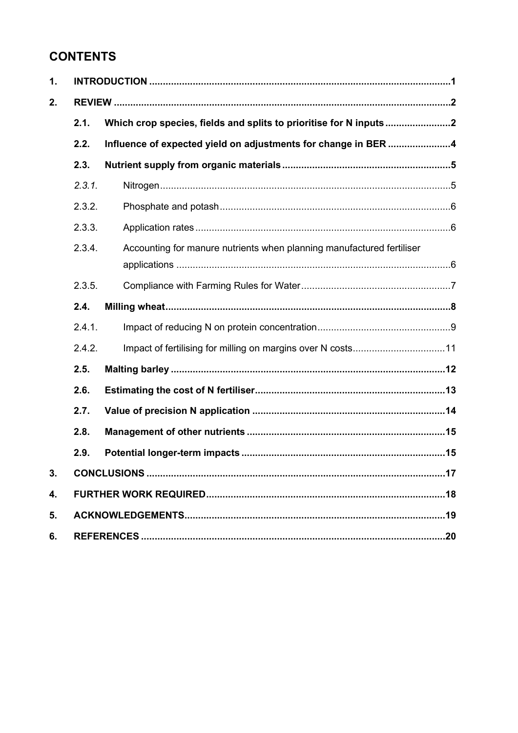## CONTENTS

| | | | |
|---|---|---|---|
| 1. | **INTRODUCTION** | | **1** |
| 2. | **REVIEW** | | **2** |
| | **2.1.** | **Which crop species, fields and splits to prioritise for N inputs** | **2** |
| | **2.2.** | **Influence of expected yield on adjustments for change in BER** | **4** |
| | **2.3.** | **Nutrient supply from organic materials** | **5** |
| | *2.3.1.* | Nitrogen | 5 |
| | 2.3.2. | Phosphate and potash | 6 |
| | 2.3.3. | Application rates | 6 |
| | 2.3.4. | Accounting for manure nutrients when planning manufactured fertiliser applications | 6 |
| | 2.3.5. | Compliance with Farming Rules for Water | 7 |
| | **2.4.** | **Milling wheat** | **8** |
| | 2.4.1. | Impact of reducing N on protein concentration | 9 |
| | 2.4.2. | Impact of fertilising for milling on margins over N costs | 11 |
| | **2.5.** | **Malting barley** | **12** |
| | **2.6.** | **Estimating the cost of N fertiliser** | **13** |
| | **2.7.** | **Value of precision N application** | **14** |
| | **2.8.** | **Management of other nutrients** | **15** |
| | **2.9.** | **Potential longer-term impacts** | **15** |
| 3. | **CONCLUSIONS** | | **17** |
| 4. | **FURTHER WORK REQUIRED** | | **18** |
| 5. | **ACKNOWLEDGEMENTS** | | **19** |
| 6. | **REFERENCES** | | **20** |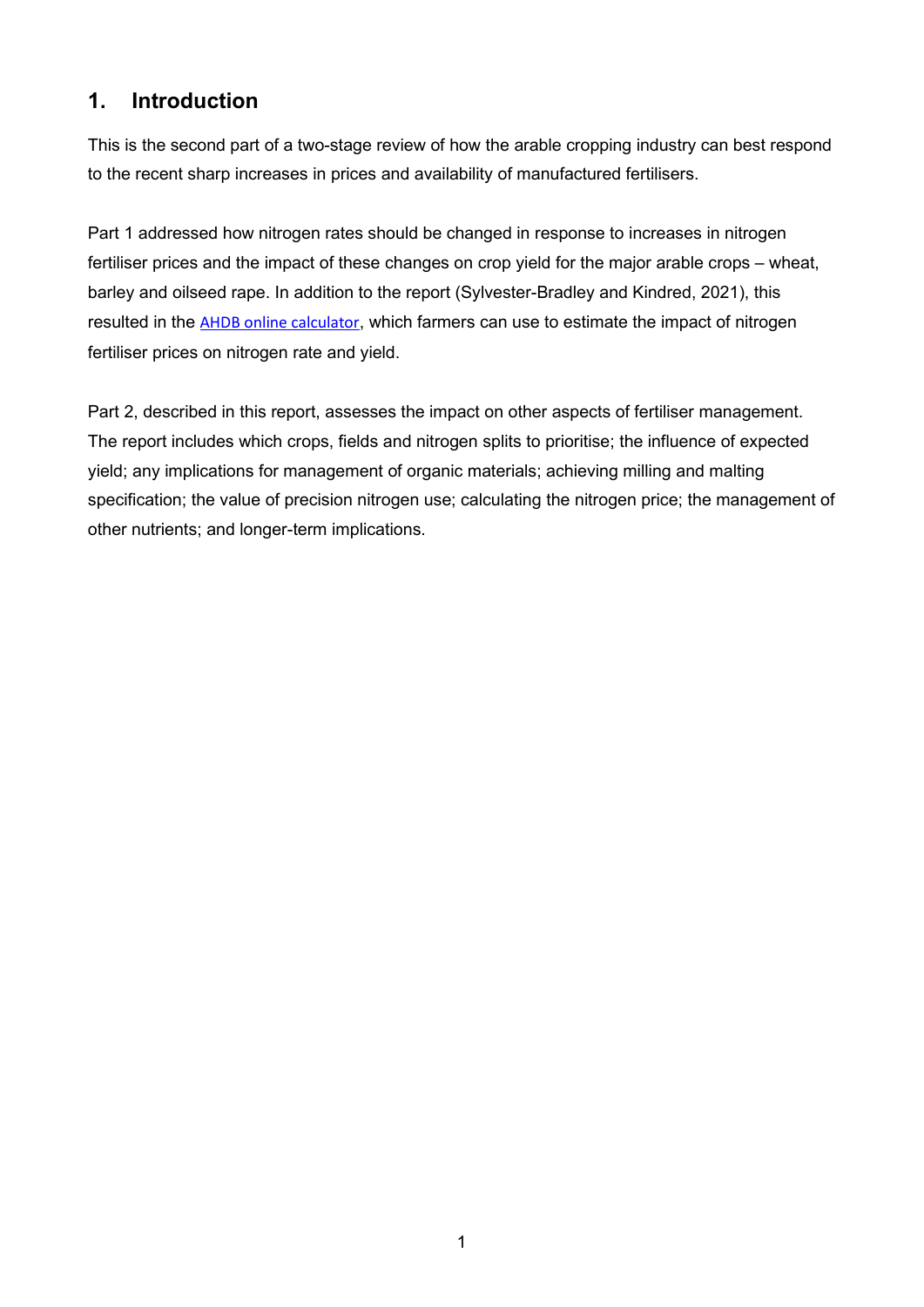## 1. Introduction

This is the second part of a two-stage review of how the arable cropping industry can best respond to the recent sharp increases in prices and availability of manufactured fertilisers.

Part 1 addressed how nitrogen rates should be changed in response to increases in nitrogen fertiliser prices and the impact of these changes on crop yield for the major arable crops – wheat, barley and oilseed rape. In addition to the report (Sylvester-Bradley and Kindred, 2021), this resulted in the AHDB online calculator, which farmers can use to estimate the impact of nitrogen fertiliser prices on nitrogen rate and yield.

Part 2, described in this report, assesses the impact on other aspects of fertiliser management. The report includes which crops, fields and nitrogen splits to prioritise; the influence of expected yield; any implications for management of organic materials; achieving milling and malting specification; the value of precision nitrogen use; calculating the nitrogen price; the management of other nutrients; and longer-term implications.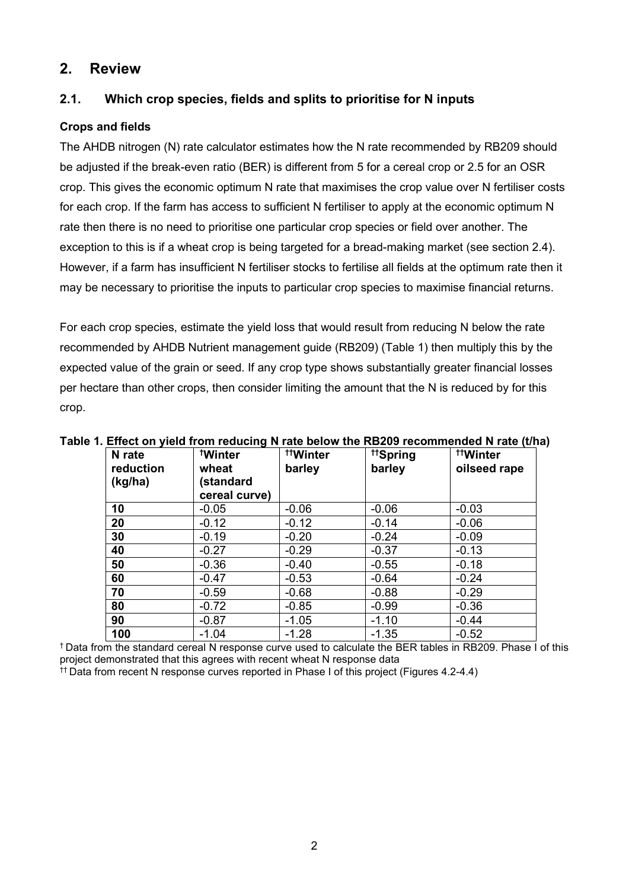# 2. Review

## 2.1. Which crop species, fields and splits to prioritise for N inputs

### Crops and fields

The AHDB nitrogen (N) rate calculator estimates how the N rate recommended by RB209 should be adjusted if the break-even ratio (BER) is different from 5 for a cereal crop or 2.5 for an OSR crop. This gives the economic optimum N rate that maximises the crop value over N fertiliser costs for each crop. If the farm has access to sufficient N fertiliser to apply at the economic optimum N rate then there is no need to prioritise one particular crop species or field over another. The exception to this is if a wheat crop is being targeted for a bread-making market (see section 2.4). However, if a farm has insufficient N fertiliser stocks to fertilise all fields at the optimum rate then it may be necessary to prioritise the inputs to particular crop species to maximise financial returns.

For each crop species, estimate the yield loss that would result from reducing N below the rate recommended by AHDB Nutrient management guide (RB209) (Table 1) then multiply this by the expected value of the grain or seed. If any crop type shows substantially greater financial losses per hectare than other crops, then consider limiting the amount that the N is reduced by for this crop.

**Table 1. Effect on yield from reducing N rate below the RB209 recommended N rate (t/ha)**

| N rate reduction (kg/ha) | †Winter wheat (standard cereal curve) | ††Winter barley | ††Spring barley | ††Winter oilseed rape |
|---|---|---|---|---|
| **10** | -0.05 | -0.06 | -0.06 | -0.03 |
| **20** | -0.12 | -0.12 | -0.14 | -0.06 |
| **30** | -0.19 | -0.20 | -0.24 | -0.09 |
| **40** | -0.27 | -0.29 | -0.37 | -0.13 |
| **50** | -0.36 | -0.40 | -0.55 | -0.18 |
| **60** | -0.47 | -0.53 | -0.64 | -0.24 |
| **70** | -0.59 | -0.68 | -0.88 | -0.29 |
| **80** | -0.72 | -0.85 | -0.99 | -0.36 |
| **90** | -0.87 | -1.05 | -1.10 | -0.44 |
| **100** | -1.04 | -1.28 | -1.35 | -0.52 |

† Data from the standard cereal N response curve used to calculate the BER tables in RB209. Phase I of this project demonstrated that this agrees with recent wheat N response data

†† Data from recent N response curves reported in Phase I of this project (Figures 4.2-4.4)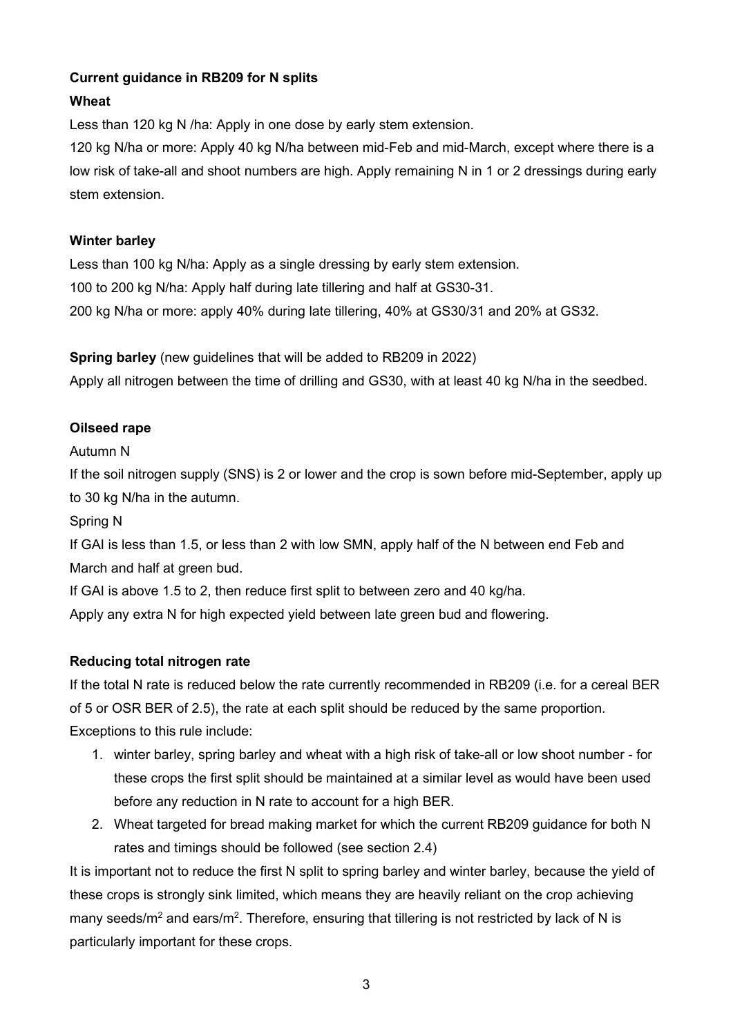**Current guidance in RB209 for N splits**

**Wheat**

Less than 120 kg N /ha: Apply in one dose by early stem extension.

120 kg N/ha or more: Apply 40 kg N/ha between mid-Feb and mid-March, except where there is a low risk of take-all and shoot numbers are high. Apply remaining N in 1 or 2 dressings during early stem extension.

**Winter barley**

Less than 100 kg N/ha: Apply as a single dressing by early stem extension.

100 to 200 kg N/ha: Apply half during late tillering and half at GS30-31.

200 kg N/ha or more: apply 40% during late tillering, 40% at GS30/31 and 20% at GS32.

**Spring barley** (new guidelines that will be added to RB209 in 2022)

Apply all nitrogen between the time of drilling and GS30, with at least 40 kg N/ha in the seedbed.

**Oilseed rape**

Autumn N

If the soil nitrogen supply (SNS) is 2 or lower and the crop is sown before mid-September, apply up to 30 kg N/ha in the autumn.

Spring N

If GAI is less than 1.5, or less than 2 with low SMN, apply half of the N between end Feb and March and half at green bud.

If GAI is above 1.5 to 2, then reduce first split to between zero and 40 kg/ha.

Apply any extra N for high expected yield between late green bud and flowering.

**Reducing total nitrogen rate**

If the total N rate is reduced below the rate currently recommended in RB209 (i.e. for a cereal BER of 5 or OSR BER of 2.5), the rate at each split should be reduced by the same proportion. Exceptions to this rule include:

1. winter barley, spring barley and wheat with a high risk of take-all or low shoot number - for these crops the first split should be maintained at a similar level as would have been used before any reduction in N rate to account for a high BER.
2. Wheat targeted for bread making market for which the current RB209 guidance for both N rates and timings should be followed (see section 2.4)

It is important not to reduce the first N split to spring barley and winter barley, because the yield of these crops is strongly sink limited, which means they are heavily reliant on the crop achieving many seeds/m$^2$ and ears/m$^2$. Therefore, ensuring that tillering is not restricted by lack of N is particularly important for these crops.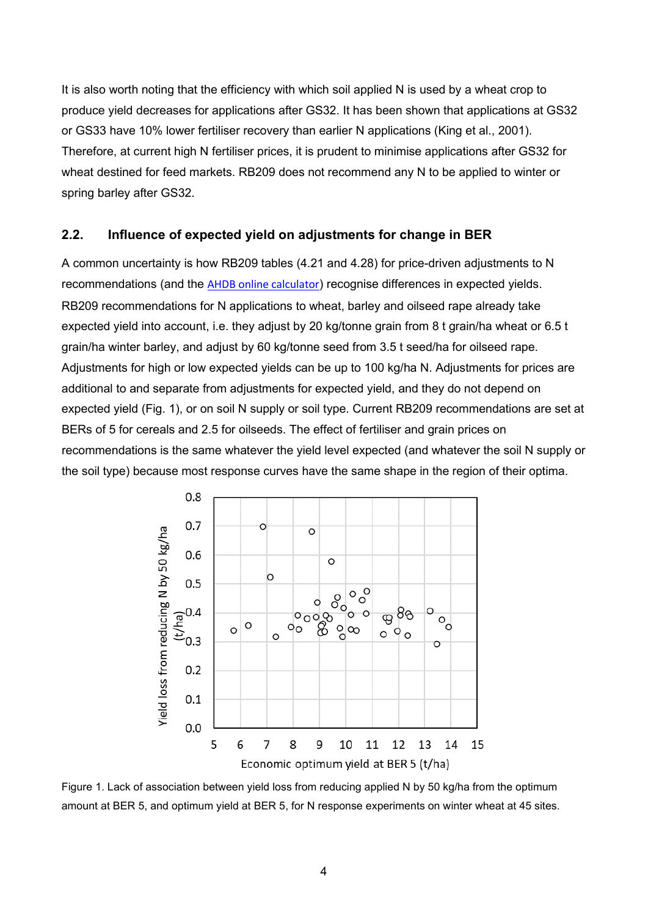It is also worth noting that the efficiency with which soil applied N is used by a wheat crop to produce yield decreases for applications after GS32. It has been shown that applications at GS32 or GS33 have 10% lower fertiliser recovery than earlier N applications (King et al., 2001). Therefore, at current high N fertiliser prices, it is prudent to minimise applications after GS32 for wheat destined for feed markets. RB209 does not recommend any N to be applied to winter or spring barley after GS32.

## 2.2. Influence of expected yield on adjustments for change in BER

A common uncertainty is how RB209 tables (4.21 and 4.28) for price-driven adjustments to N recommendations (and the AHDB online calculator) recognise differences in expected yields. RB209 recommendations for N applications to wheat, barley and oilseed rape already take expected yield into account, i.e. they adjust by 20 kg/tonne grain from 8 t grain/ha wheat or 6.5 t grain/ha winter barley, and adjust by 60 kg/tonne seed from 3.5 t seed/ha for oilseed rape. Adjustments for high or low expected yields can be up to 100 kg/ha N. Adjustments for prices are additional to and separate from adjustments for expected yield, and they do not depend on expected yield (Fig. 1), or on soil N supply or soil type. Current RB209 recommendations are set at BERs of 5 for cereals and 2.5 for oilseeds. The effect of fertiliser and grain prices on recommendations is the same whatever the yield level expected (and whatever the soil N supply or the soil type) because most response curves have the same shape in the region of their optima.

Figure 1. Lack of association between yield loss from reducing applied N by 50 kg/ha from the optimum amount at BER 5, and optimum yield at BER 5, for N response experiments on winter wheat at 45 sites.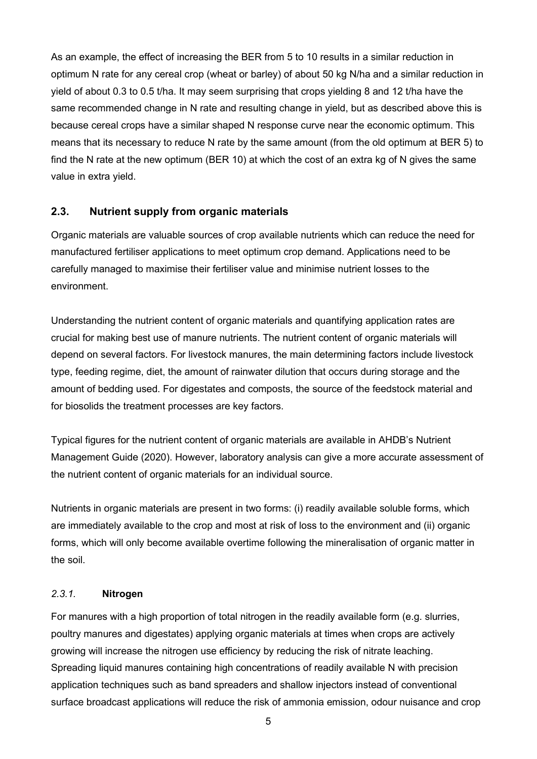As an example, the effect of increasing the BER from 5 to 10 results in a similar reduction in optimum N rate for any cereal crop (wheat or barley) of about 50 kg N/ha and a similar reduction in yield of about 0.3 to 0.5 t/ha. It may seem surprising that crops yielding 8 and 12 t/ha have the same recommended change in N rate and resulting change in yield, but as described above this is because cereal crops have a similar shaped N response curve near the economic optimum. This means that its necessary to reduce N rate by the same amount (from the old optimum at BER 5) to find the N rate at the new optimum (BER 10) at which the cost of an extra kg of N gives the same value in extra yield.

## 2.3. Nutrient supply from organic materials

Organic materials are valuable sources of crop available nutrients which can reduce the need for manufactured fertiliser applications to meet optimum crop demand. Applications need to be carefully managed to maximise their fertiliser value and minimise nutrient losses to the environment.

Understanding the nutrient content of organic materials and quantifying application rates are crucial for making best use of manure nutrients. The nutrient content of organic materials will depend on several factors. For livestock manures, the main determining factors include livestock type, feeding regime, diet, the amount of rainwater dilution that occurs during storage and the amount of bedding used. For digestates and composts, the source of the feedstock material and for biosolids the treatment processes are key factors.

Typical figures for the nutrient content of organic materials are available in AHDB's Nutrient Management Guide (2020). However, laboratory analysis can give a more accurate assessment of the nutrient content of organic materials for an individual source.

Nutrients in organic materials are present in two forms: (i) readily available soluble forms, which are immediately available to the crop and most at risk of loss to the environment and (ii) organic forms, which will only become available overtime following the mineralisation of organic matter in the soil.

### *2.3.1.* Nitrogen

For manures with a high proportion of total nitrogen in the readily available form (e.g. slurries, poultry manures and digestates) applying organic materials at times when crops are actively growing will increase the nitrogen use efficiency by reducing the risk of nitrate leaching. Spreading liquid manures containing high concentrations of readily available N with precision application techniques such as band spreaders and shallow injectors instead of conventional surface broadcast applications will reduce the risk of ammonia emission, odour nuisance and crop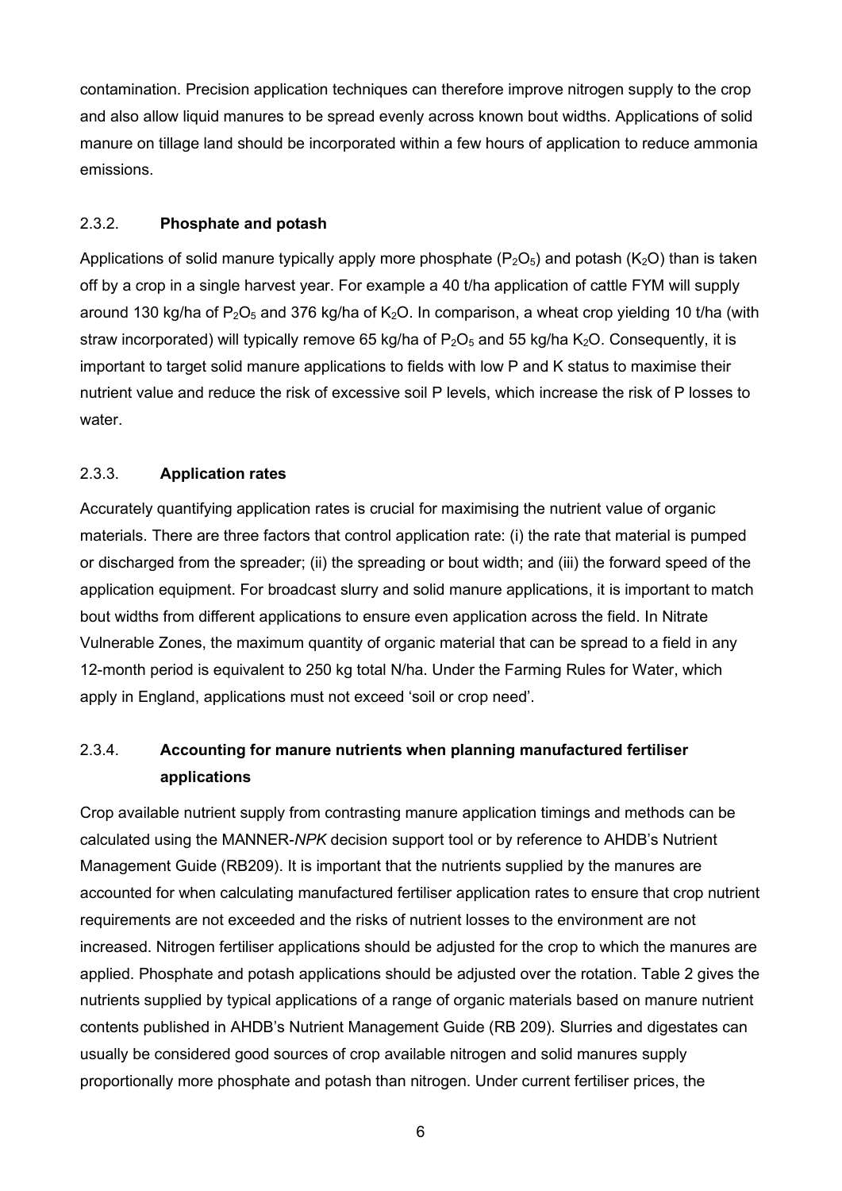contamination. Precision application techniques can therefore improve nitrogen supply to the crop and also allow liquid manures to be spread evenly across known bout widths. Applications of solid manure on tillage land should be incorporated within a few hours of application to reduce ammonia emissions.

### 2.3.2. Phosphate and potash

Applications of solid manure typically apply more phosphate ($P_2O_5$) and potash ($K_2O$) than is taken off by a crop in a single harvest year. For example a 40 t/ha application of cattle FYM will supply around 130 kg/ha of $P_2O_5$ and 376 kg/ha of $K_2O$. In comparison, a wheat crop yielding 10 t/ha (with straw incorporated) will typically remove 65 kg/ha of $P_2O_5$ and 55 kg/ha $K_2O$. Consequently, it is important to target solid manure applications to fields with low P and K status to maximise their nutrient value and reduce the risk of excessive soil P levels, which increase the risk of P losses to water.

### 2.3.3. Application rates

Accurately quantifying application rates is crucial for maximising the nutrient value of organic materials. There are three factors that control application rate: (i) the rate that material is pumped or discharged from the spreader; (ii) the spreading or bout width; and (iii) the forward speed of the application equipment. For broadcast slurry and solid manure applications, it is important to match bout widths from different applications to ensure even application across the field. In Nitrate Vulnerable Zones, the maximum quantity of organic material that can be spread to a field in any 12-month period is equivalent to 250 kg total N/ha. Under the Farming Rules for Water, which apply in England, applications must not exceed 'soil or crop need'.

### 2.3.4. Accounting for manure nutrients when planning manufactured fertiliser applications

Crop available nutrient supply from contrasting manure application timings and methods can be calculated using the MANNER-*NPK* decision support tool or by reference to AHDB's Nutrient Management Guide (RB209). It is important that the nutrients supplied by the manures are accounted for when calculating manufactured fertiliser application rates to ensure that crop nutrient requirements are not exceeded and the risks of nutrient losses to the environment are not increased. Nitrogen fertiliser applications should be adjusted for the crop to which the manures are applied. Phosphate and potash applications should be adjusted over the rotation. Table 2 gives the nutrients supplied by typical applications of a range of organic materials based on manure nutrient contents published in AHDB's Nutrient Management Guide (RB 209). Slurries and digestates can usually be considered good sources of crop available nitrogen and solid manures supply proportionally more phosphate and potash than nitrogen. Under current fertiliser prices, the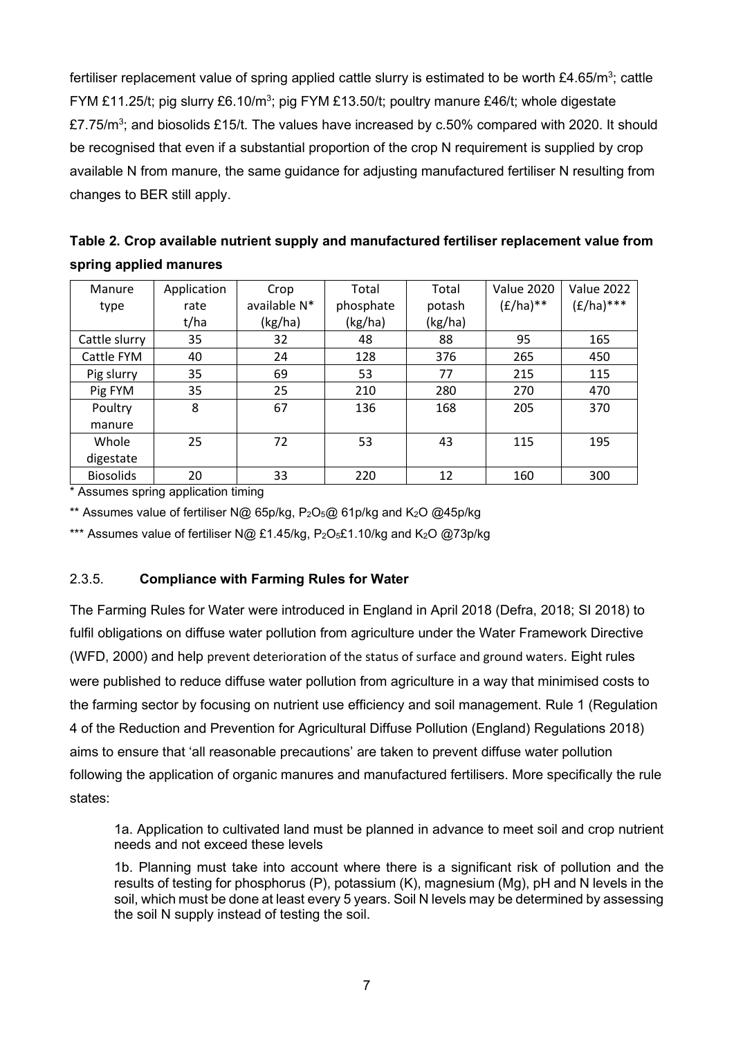fertiliser replacement value of spring applied cattle slurry is estimated to be worth £4.65/m$^3$; cattle FYM £11.25/t; pig slurry £6.10/m$^3$; pig FYM £13.50/t; poultry manure £46/t; whole digestate £7.75/m$^3$; and biosolids £15/t. The values have increased by c.50% compared with 2020. It should be recognised that even if a substantial proportion of the crop N requirement is supplied by crop available N from manure, the same guidance for adjusting manufactured fertiliser N resulting from changes to BER still apply.

**Table 2. Crop available nutrient supply and manufactured fertiliser replacement value from spring applied manures**

| Manure type | Application rate t/ha | Crop available N* (kg/ha) | Total phosphate (kg/ha) | Total potash (kg/ha) | Value 2020 (£/ha)** | Value 2022 (£/ha)*** |
|---|---|---|---|---|---|---|
| Cattle slurry | 35 | 32 | 48 | 88 | 95 | 165 |
| Cattle FYM | 40 | 24 | 128 | 376 | 265 | 450 |
| Pig slurry | 35 | 69 | 53 | 77 | 215 | 115 |
| Pig FYM | 35 | 25 | 210 | 280 | 270 | 470 |
| Poultry manure | 8 | 67 | 136 | 168 | 205 | 370 |
| Whole digestate | 25 | 72 | 53 | 43 | 115 | 195 |
| Biosolids | 20 | 33 | 220 | 12 | 160 | 300 |

\* Assumes spring application timing

\*\* Assumes value of fertiliser N@ 65p/kg, $P_2O_5$@ 61p/kg and $K_2O$ @45p/kg

\*\*\* Assumes value of fertiliser N@ £1.45/kg, $P_2O_5$£1.10/kg and $K_2O$ @73p/kg

### 2.3.5. Compliance with Farming Rules for Water

The Farming Rules for Water were introduced in England in April 2018 (Defra, 2018; SI 2018) to fulfil obligations on diffuse water pollution from agriculture under the Water Framework Directive (WFD, 2000) and help prevent deterioration of the status of surface and ground waters. Eight rules were published to reduce diffuse water pollution from agriculture in a way that minimised costs to the farming sector by focusing on nutrient use efficiency and soil management. Rule 1 (Regulation 4 of the Reduction and Prevention for Agricultural Diffuse Pollution (England) Regulations 2018) aims to ensure that 'all reasonable precautions' are taken to prevent diffuse water pollution following the application of organic manures and manufactured fertilisers. More specifically the rule states:

> 1a. Application to cultivated land must be planned in advance to meet soil and crop nutrient needs and not exceed these levels
>
> 1b. Planning must take into account where there is a significant risk of pollution and the results of testing for phosphorus (P), potassium (K), magnesium (Mg), pH and N levels in the soil, which must be done at least every 5 years. Soil N levels may be determined by assessing the soil N supply instead of testing the soil.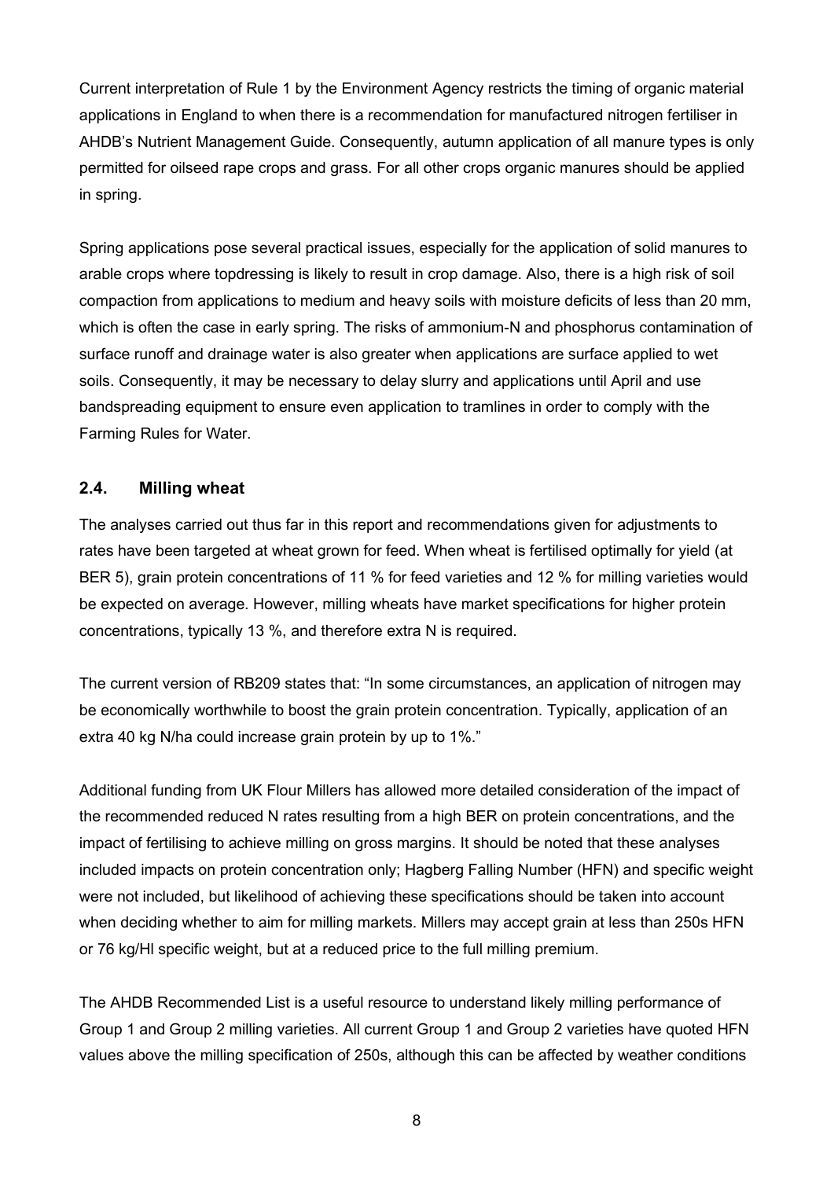Current interpretation of Rule 1 by the Environment Agency restricts the timing of organic material applications in England to when there is a recommendation for manufactured nitrogen fertiliser in AHDB's Nutrient Management Guide. Consequently, autumn application of all manure types is only permitted for oilseed rape crops and grass. For all other crops organic manures should be applied in spring.

Spring applications pose several practical issues, especially for the application of solid manures to arable crops where topdressing is likely to result in crop damage. Also, there is a high risk of soil compaction from applications to medium and heavy soils with moisture deficits of less than 20 mm, which is often the case in early spring. The risks of ammonium-N and phosphorus contamination of surface runoff and drainage water is also greater when applications are surface applied to wet soils. Consequently, it may be necessary to delay slurry and applications until April and use bandspreading equipment to ensure even application to tramlines in order to comply with the Farming Rules for Water.

## 2.4. Milling wheat

The analyses carried out thus far in this report and recommendations given for adjustments to rates have been targeted at wheat grown for feed. When wheat is fertilised optimally for yield (at BER 5), grain protein concentrations of 11 % for feed varieties and 12 % for milling varieties would be expected on average. However, milling wheats have market specifications for higher protein concentrations, typically 13 %, and therefore extra N is required.

The current version of RB209 states that: "In some circumstances, an application of nitrogen may be economically worthwhile to boost the grain protein concentration. Typically, application of an extra 40 kg N/ha could increase grain protein by up to 1%."

Additional funding from UK Flour Millers has allowed more detailed consideration of the impact of the recommended reduced N rates resulting from a high BER on protein concentrations, and the impact of fertilising to achieve milling on gross margins. It should be noted that these analyses included impacts on protein concentration only; Hagberg Falling Number (HFN) and specific weight were not included, but likelihood of achieving these specifications should be taken into account when deciding whether to aim for milling markets. Millers may accept grain at less than 250s HFN or 76 kg/Hl specific weight, but at a reduced price to the full milling premium.

The AHDB Recommended List is a useful resource to understand likely milling performance of Group 1 and Group 2 milling varieties. All current Group 1 and Group 2 varieties have quoted HFN values above the milling specification of 250s, although this can be affected by weather conditions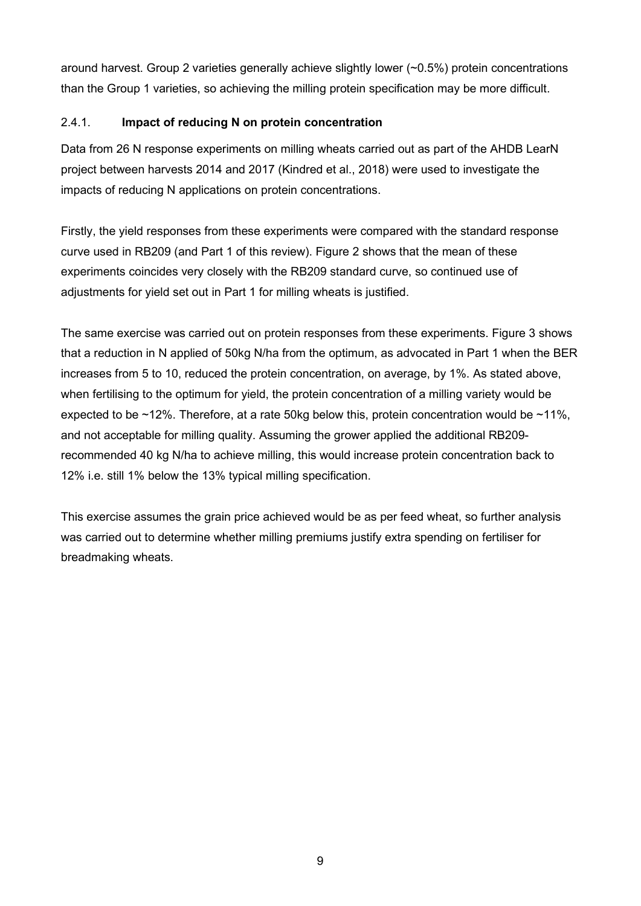around harvest. Group 2 varieties generally achieve slightly lower (~0.5%) protein concentrations than the Group 1 varieties, so achieving the milling protein specification may be more difficult.

#### 2.4.1. **Impact of reducing N on protein concentration**

Data from 26 N response experiments on milling wheats carried out as part of the AHDB LearN project between harvests 2014 and 2017 (Kindred et al., 2018) were used to investigate the impacts of reducing N applications on protein concentrations.

Firstly, the yield responses from these experiments were compared with the standard response curve used in RB209 (and Part 1 of this review). Figure 2 shows that the mean of these experiments coincides very closely with the RB209 standard curve, so continued use of adjustments for yield set out in Part 1 for milling wheats is justified.

The same exercise was carried out on protein responses from these experiments. Figure 3 shows that a reduction in N applied of 50kg N/ha from the optimum, as advocated in Part 1 when the BER increases from 5 to 10, reduced the protein concentration, on average, by 1%. As stated above, when fertilising to the optimum for yield, the protein concentration of a milling variety would be expected to be ~12%. Therefore, at a rate 50kg below this, protein concentration would be ~11%, and not acceptable for milling quality. Assuming the grower applied the additional RB209-recommended 40 kg N/ha to achieve milling, this would increase protein concentration back to 12% i.e. still 1% below the 13% typical milling specification.

This exercise assumes the grain price achieved would be as per feed wheat, so further analysis was carried out to determine whether milling premiums justify extra spending on fertiliser for breadmaking wheats.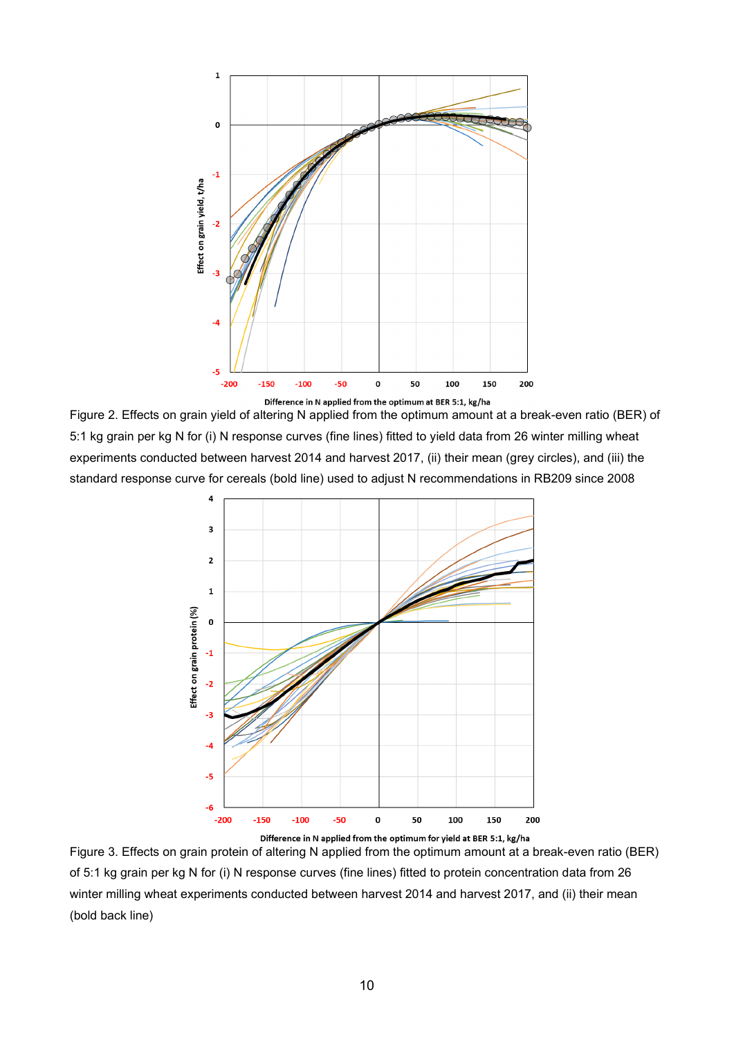Figure 2. Effects on grain yield of altering N applied from the optimum amount at a break-even ratio (BER) of 5:1 kg grain per kg N for (i) N response curves (fine lines) fitted to yield data from 26 winter milling wheat experiments conducted between harvest 2014 and harvest 2017, (ii) their mean (grey circles), and (iii) the standard response curve for cereals (bold line) used to adjust N recommendations in RB209 since 2008

Figure 3. Effects on grain protein of altering N applied from the optimum amount at a break-even ratio (BER) of 5:1 kg grain per kg N for (i) N response curves (fine lines) fitted to protein concentration data from 26 winter milling wheat experiments conducted between harvest 2014 and harvest 2017, and (ii) their mean (bold back line)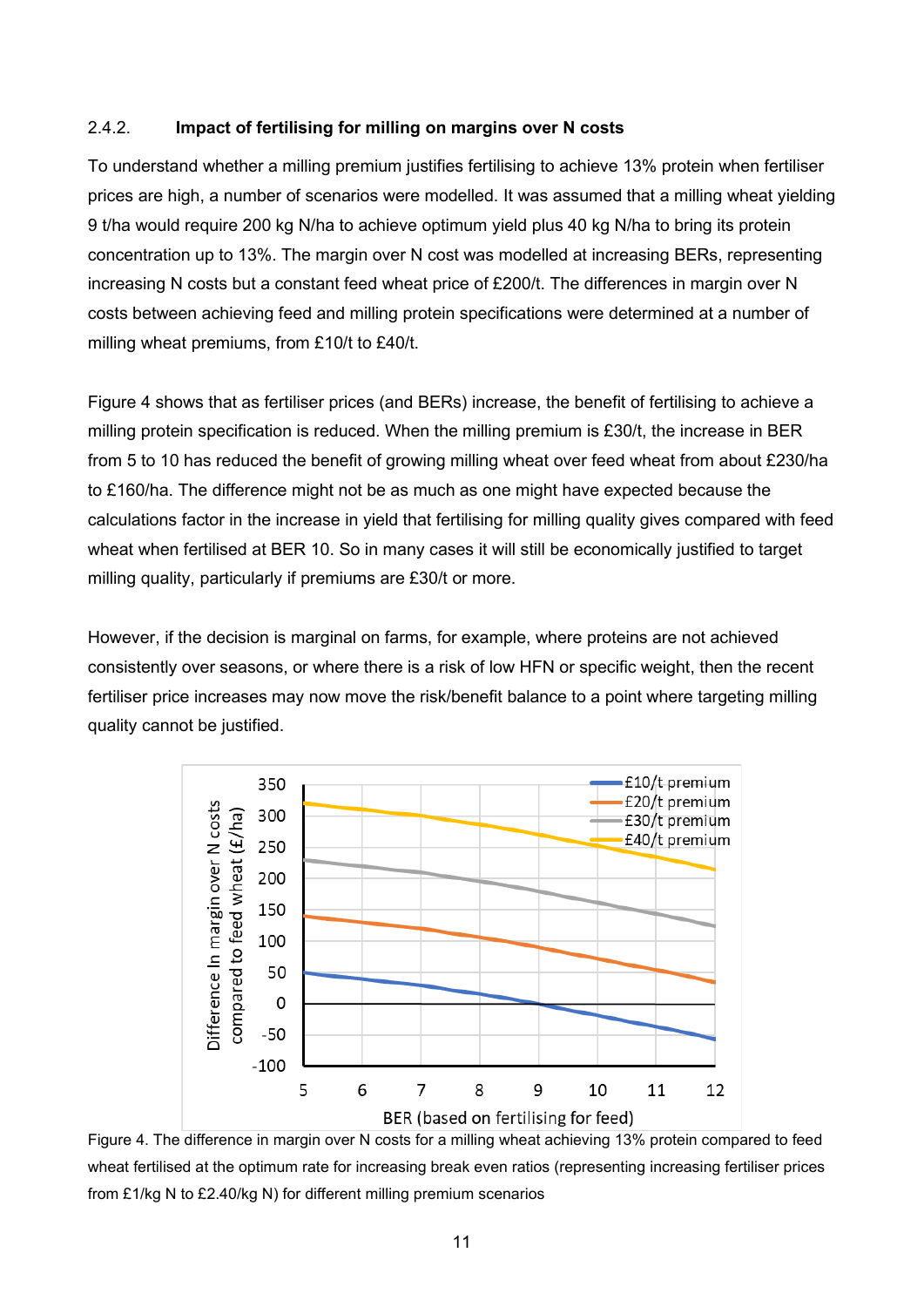### 2.4.2. Impact of fertilising for milling on margins over N costs

To understand whether a milling premium justifies fertilising to achieve 13% protein when fertiliser prices are high, a number of scenarios were modelled. It was assumed that a milling wheat yielding 9 t/ha would require 200 kg N/ha to achieve optimum yield plus 40 kg N/ha to bring its protein concentration up to 13%. The margin over N cost was modelled at increasing BERs, representing increasing N costs but a constant feed wheat price of £200/t. The differences in margin over N costs between achieving feed and milling protein specifications were determined at a number of milling wheat premiums, from £10/t to £40/t.

Figure 4 shows that as fertiliser prices (and BERs) increase, the benefit of fertilising to achieve a milling protein specification is reduced. When the milling premium is £30/t, the increase in BER from 5 to 10 has reduced the benefit of growing milling wheat over feed wheat from about £230/ha to £160/ha. The difference might not be as much as one might have expected because the calculations factor in the increase in yield that fertilising for milling quality gives compared with feed wheat when fertilised at BER 10. So in many cases it will still be economically justified to target milling quality, particularly if premiums are £30/t or more.

However, if the decision is marginal on farms, for example, where proteins are not achieved consistently over seasons, or where there is a risk of low HFN or specific weight, then the recent fertiliser price increases may now move the risk/benefit balance to a point where targeting milling quality cannot be justified.

Figure 4. The difference in margin over N costs for a milling wheat achieving 13% protein compared to feed wheat fertilised at the optimum rate for increasing break even ratios (representing increasing fertiliser prices from £1/kg N to £2.40/kg N) for different milling premium scenarios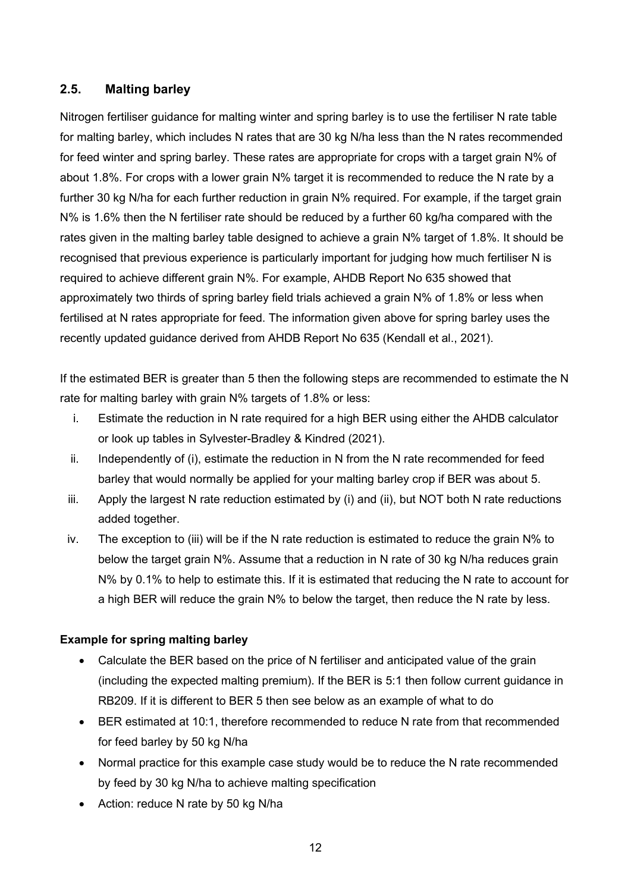## 2.5. Malting barley

Nitrogen fertiliser guidance for malting winter and spring barley is to use the fertiliser N rate table for malting barley, which includes N rates that are 30 kg N/ha less than the N rates recommended for feed winter and spring barley. These rates are appropriate for crops with a target grain N% of about 1.8%. For crops with a lower grain N% target it is recommended to reduce the N rate by a further 30 kg N/ha for each further reduction in grain N% required. For example, if the target grain N% is 1.6% then the N fertiliser rate should be reduced by a further 60 kg/ha compared with the rates given in the malting barley table designed to achieve a grain N% target of 1.8%. It should be recognised that previous experience is particularly important for judging how much fertiliser N is required to achieve different grain N%. For example, AHDB Report No 635 showed that approximately two thirds of spring barley field trials achieved a grain N% of 1.8% or less when fertilised at N rates appropriate for feed. The information given above for spring barley uses the recently updated guidance derived from AHDB Report No 635 (Kendall et al., 2021).

If the estimated BER is greater than 5 then the following steps are recommended to estimate the N rate for malting barley with grain N% targets of 1.8% or less:

i. Estimate the reduction in N rate required for a high BER using either the AHDB calculator or look up tables in Sylvester-Bradley & Kindred (2021).
ii. Independently of (i), estimate the reduction in N from the N rate recommended for feed barley that would normally be applied for your malting barley crop if BER was about 5.
iii. Apply the largest N rate reduction estimated by (i) and (ii), but NOT both N rate reductions added together.
iv. The exception to (iii) will be if the N rate reduction is estimated to reduce the grain N% to below the target grain N%. Assume that a reduction in N rate of 30 kg N/ha reduces grain N% by 0.1% to help to estimate this. If it is estimated that reducing the N rate to account for a high BER will reduce the grain N% to below the target, then reduce the N rate by less.

**Example for spring malting barley**

- Calculate the BER based on the price of N fertiliser and anticipated value of the grain (including the expected malting premium). If the BER is 5:1 then follow current guidance in RB209. If it is different to BER 5 then see below as an example of what to do
- BER estimated at 10:1, therefore recommended to reduce N rate from that recommended for feed barley by 50 kg N/ha
- Normal practice for this example case study would be to reduce the N rate recommended by feed by 30 kg N/ha to achieve malting specification
- Action: reduce N rate by 50 kg N/ha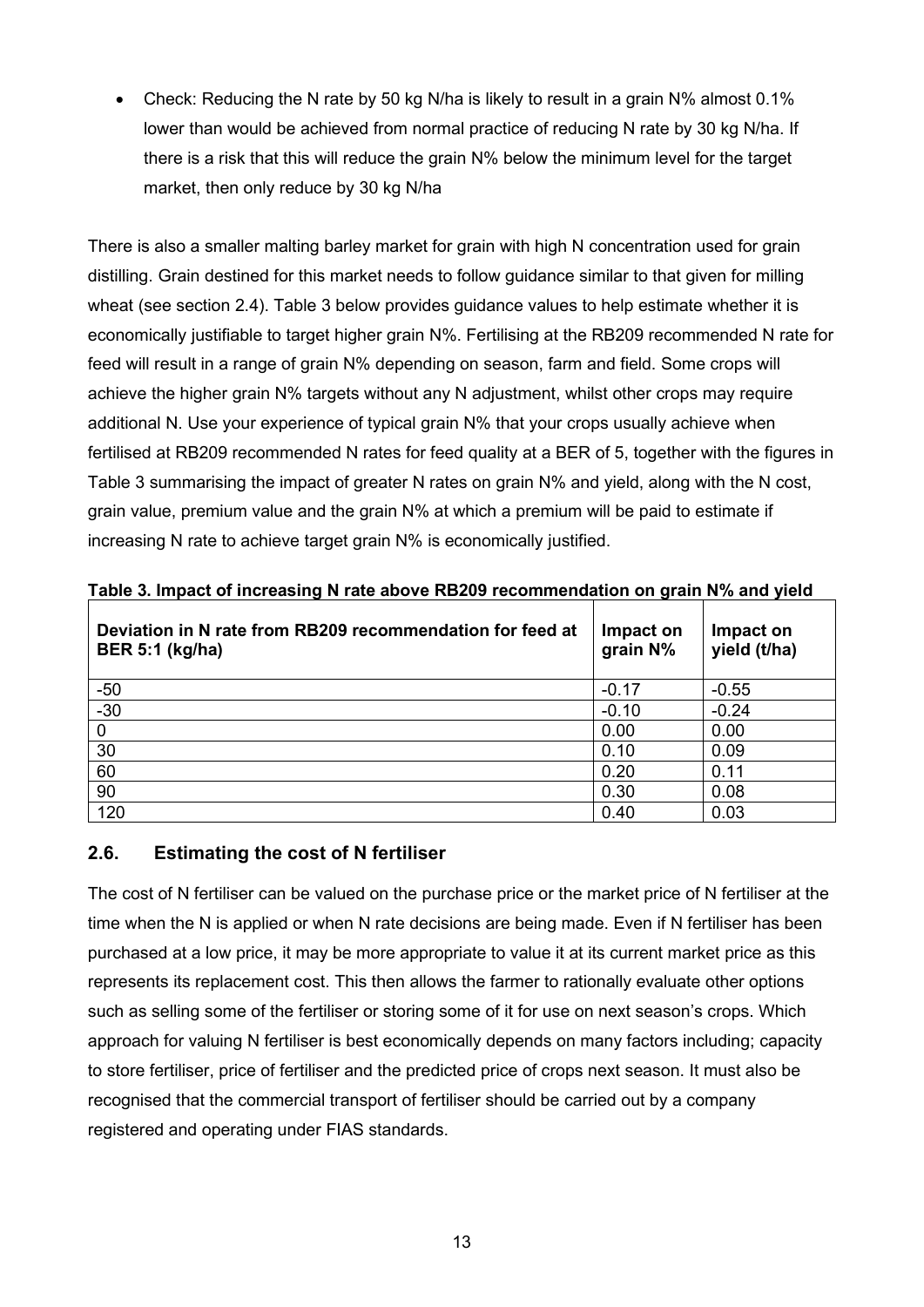- Check: Reducing the N rate by 50 kg N/ha is likely to result in a grain N% almost 0.1% lower than would be achieved from normal practice of reducing N rate by 30 kg N/ha. If there is a risk that this will reduce the grain N% below the minimum level for the target market, then only reduce by 30 kg N/ha

There is also a smaller malting barley market for grain with high N concentration used for grain distilling. Grain destined for this market needs to follow guidance similar to that given for milling wheat (see section 2.4). Table 3 below provides guidance values to help estimate whether it is economically justifiable to target higher grain N%. Fertilising at the RB209 recommended N rate for feed will result in a range of grain N% depending on season, farm and field. Some crops will achieve the higher grain N% targets without any N adjustment, whilst other crops may require additional N. Use your experience of typical grain N% that your crops usually achieve when fertilised at RB209 recommended N rates for feed quality at a BER of 5, together with the figures in Table 3 summarising the impact of greater N rates on grain N% and yield, along with the N cost, grain value, premium value and the grain N% at which a premium will be paid to estimate if increasing N rate to achieve target grain N% is economically justified.

**Table 3. Impact of increasing N rate above RB209 recommendation on grain N% and yield**

| Deviation in N rate from RB209 recommendation for feed at BER 5:1 (kg/ha) | Impact on grain N% | Impact on yield (t/ha) |
|---|---|---|
| -50 | -0.17 | -0.55 |
| -30 | -0.10 | -0.24 |
| 0 | 0.00 | 0.00 |
| 30 | 0.10 | 0.09 |
| 60 | 0.20 | 0.11 |
| 90 | 0.30 | 0.08 |
| 120 | 0.40 | 0.03 |

## 2.6. Estimating the cost of N fertiliser

The cost of N fertiliser can be valued on the purchase price or the market price of N fertiliser at the time when the N is applied or when N rate decisions are being made. Even if N fertiliser has been purchased at a low price, it may be more appropriate to value it at its current market price as this represents its replacement cost. This then allows the farmer to rationally evaluate other options such as selling some of the fertiliser or storing some of it for use on next season's crops. Which approach for valuing N fertiliser is best economically depends on many factors including; capacity to store fertiliser, price of fertiliser and the predicted price of crops next season. It must also be recognised that the commercial transport of fertiliser should be carried out by a company registered and operating under FIAS standards.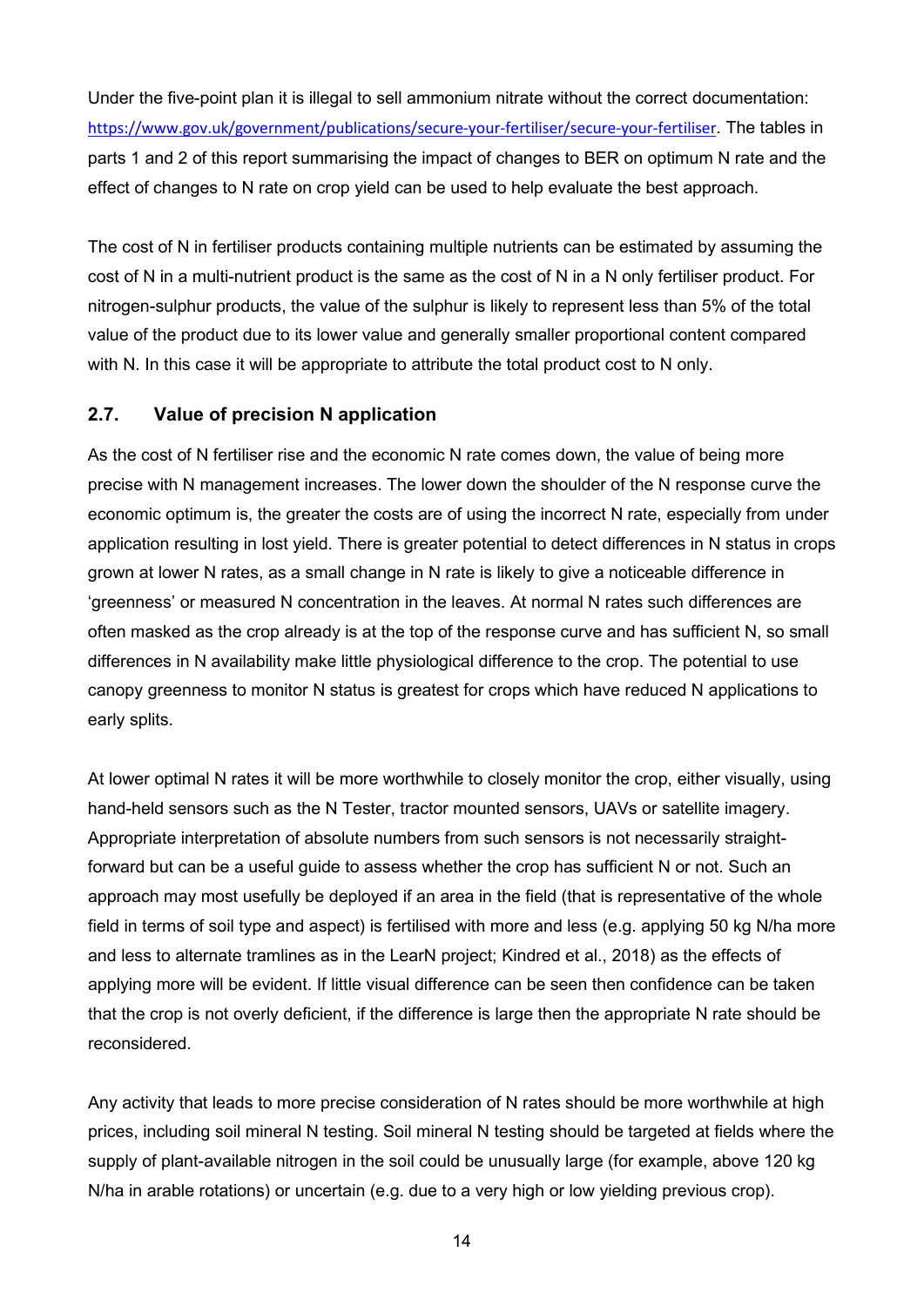Under the five-point plan it is illegal to sell ammonium nitrate without the correct documentation: https://www.gov.uk/government/publications/secure-your-fertiliser/secure-your-fertiliser. The tables in parts 1 and 2 of this report summarising the impact of changes to BER on optimum N rate and the effect of changes to N rate on crop yield can be used to help evaluate the best approach.

The cost of N in fertiliser products containing multiple nutrients can be estimated by assuming the cost of N in a multi-nutrient product is the same as the cost of N in a N only fertiliser product. For nitrogen-sulphur products, the value of the sulphur is likely to represent less than 5% of the total value of the product due to its lower value and generally smaller proportional content compared with N. In this case it will be appropriate to attribute the total product cost to N only.

## 2.7. Value of precision N application

As the cost of N fertiliser rise and the economic N rate comes down, the value of being more precise with N management increases. The lower down the shoulder of the N response curve the economic optimum is, the greater the costs are of using the incorrect N rate, especially from under application resulting in lost yield. There is greater potential to detect differences in N status in crops grown at lower N rates, as a small change in N rate is likely to give a noticeable difference in 'greenness' or measured N concentration in the leaves. At normal N rates such differences are often masked as the crop already is at the top of the response curve and has sufficient N, so small differences in N availability make little physiological difference to the crop. The potential to use canopy greenness to monitor N status is greatest for crops which have reduced N applications to early splits.

At lower optimal N rates it will be more worthwhile to closely monitor the crop, either visually, using hand-held sensors such as the N Tester, tractor mounted sensors, UAVs or satellite imagery. Appropriate interpretation of absolute numbers from such sensors is not necessarily straight-forward but can be a useful guide to assess whether the crop has sufficient N or not. Such an approach may most usefully be deployed if an area in the field (that is representative of the whole field in terms of soil type and aspect) is fertilised with more and less (e.g. applying 50 kg N/ha more and less to alternate tramlines as in the LearN project; Kindred et al., 2018) as the effects of applying more will be evident. If little visual difference can be seen then confidence can be taken that the crop is not overly deficient, if the difference is large then the appropriate N rate should be reconsidered.

Any activity that leads to more precise consideration of N rates should be more worthwhile at high prices, including soil mineral N testing. Soil mineral N testing should be targeted at fields where the supply of plant-available nitrogen in the soil could be unusually large (for example, above 120 kg N/ha in arable rotations) or uncertain (e.g. due to a very high or low yielding previous crop).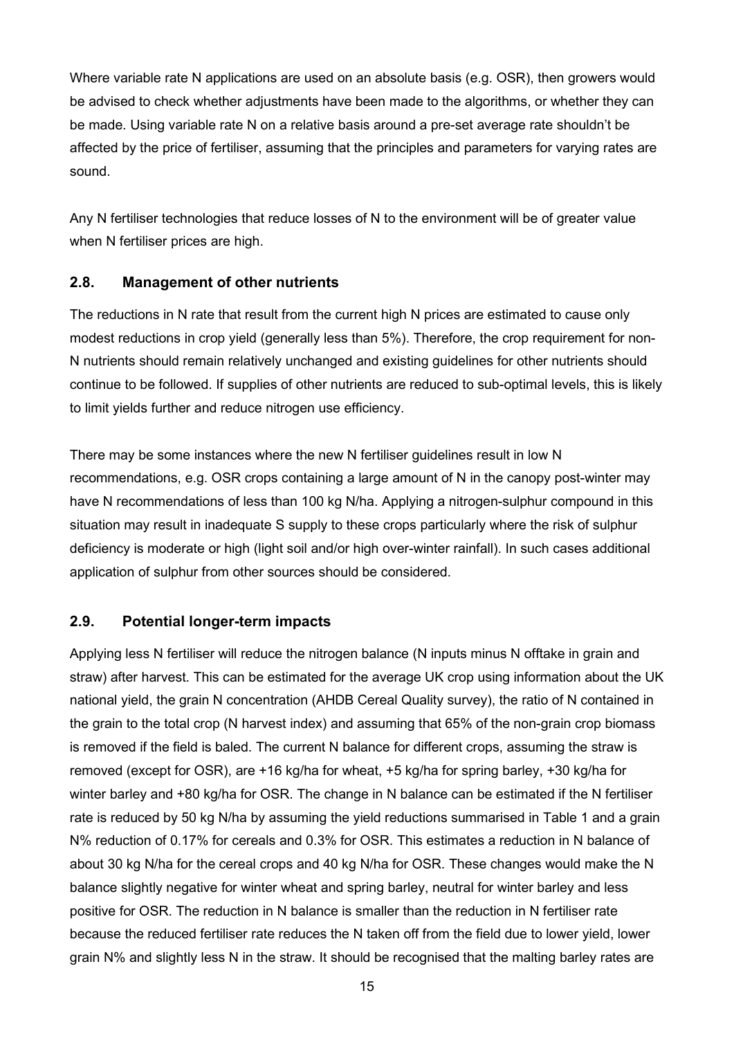Where variable rate N applications are used on an absolute basis (e.g. OSR), then growers would be advised to check whether adjustments have been made to the algorithms, or whether they can be made. Using variable rate N on a relative basis around a pre-set average rate shouldn't be affected by the price of fertiliser, assuming that the principles and parameters for varying rates are sound.

Any N fertiliser technologies that reduce losses of N to the environment will be of greater value when N fertiliser prices are high.

## 2.8. Management of other nutrients

The reductions in N rate that result from the current high N prices are estimated to cause only modest reductions in crop yield (generally less than 5%). Therefore, the crop requirement for non-N nutrients should remain relatively unchanged and existing guidelines for other nutrients should continue to be followed. If supplies of other nutrients are reduced to sub-optimal levels, this is likely to limit yields further and reduce nitrogen use efficiency.

There may be some instances where the new N fertiliser guidelines result in low N recommendations, e.g. OSR crops containing a large amount of N in the canopy post-winter may have N recommendations of less than 100 kg N/ha. Applying a nitrogen-sulphur compound in this situation may result in inadequate S supply to these crops particularly where the risk of sulphur deficiency is moderate or high (light soil and/or high over-winter rainfall). In such cases additional application of sulphur from other sources should be considered.

## 2.9. Potential longer-term impacts

Applying less N fertiliser will reduce the nitrogen balance (N inputs minus N offtake in grain and straw) after harvest. This can be estimated for the average UK crop using information about the UK national yield, the grain N concentration (AHDB Cereal Quality survey), the ratio of N contained in the grain to the total crop (N harvest index) and assuming that 65% of the non-grain crop biomass is removed if the field is baled. The current N balance for different crops, assuming the straw is removed (except for OSR), are +16 kg/ha for wheat, +5 kg/ha for spring barley, +30 kg/ha for winter barley and +80 kg/ha for OSR. The change in N balance can be estimated if the N fertiliser rate is reduced by 50 kg N/ha by assuming the yield reductions summarised in Table 1 and a grain N% reduction of 0.17% for cereals and 0.3% for OSR. This estimates a reduction in N balance of about 30 kg N/ha for the cereal crops and 40 kg N/ha for OSR. These changes would make the N balance slightly negative for winter wheat and spring barley, neutral for winter barley and less positive for OSR. The reduction in N balance is smaller than the reduction in N fertiliser rate because the reduced fertiliser rate reduces the N taken off from the field due to lower yield, lower grain N% and slightly less N in the straw. It should be recognised that the malting barley rates are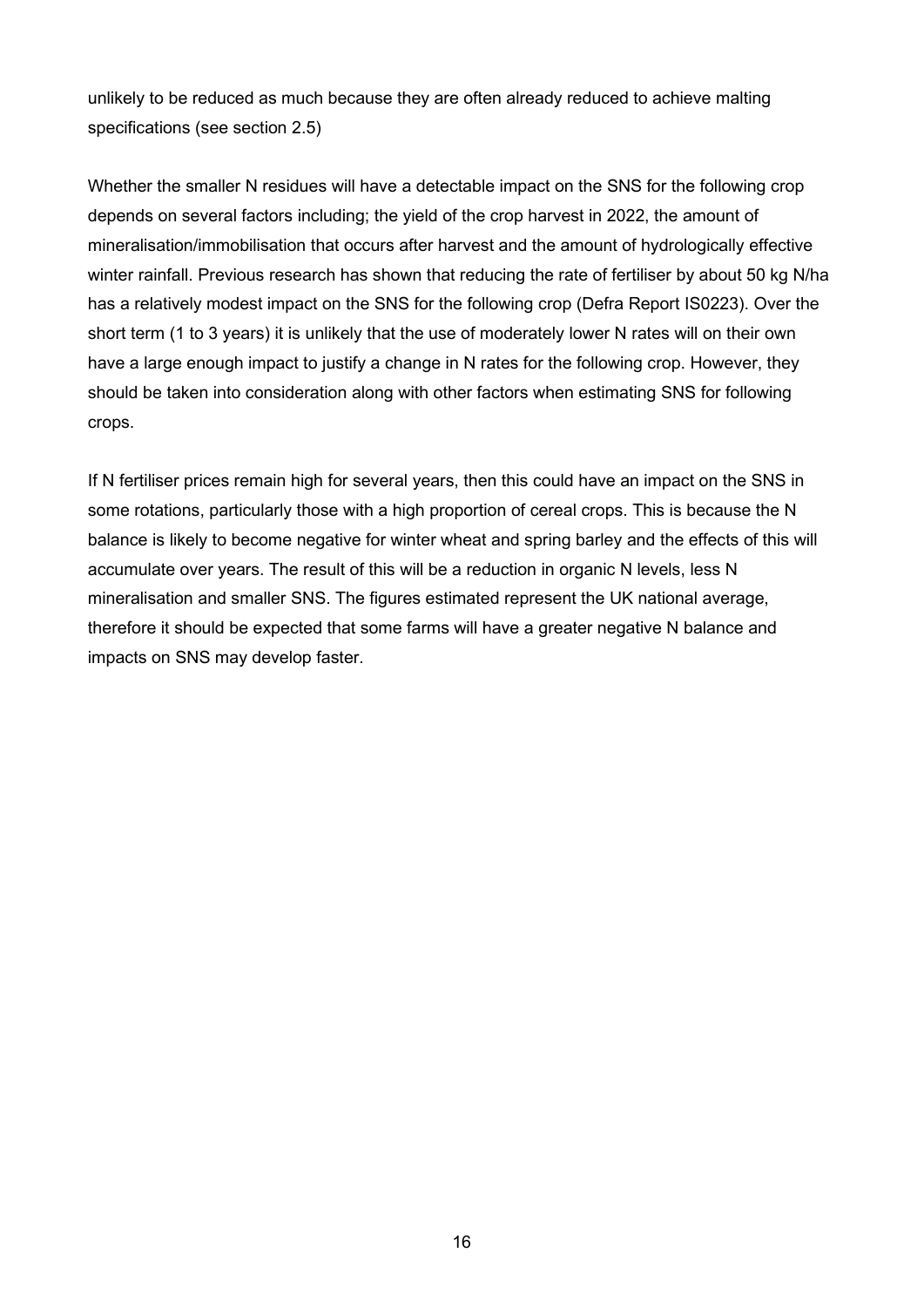unlikely to be reduced as much because they are often already reduced to achieve malting specifications (see section 2.5)

Whether the smaller N residues will have a detectable impact on the SNS for the following crop depends on several factors including; the yield of the crop harvest in 2022, the amount of mineralisation/immobilisation that occurs after harvest and the amount of hydrologically effective winter rainfall. Previous research has shown that reducing the rate of fertiliser by about 50 kg N/ha has a relatively modest impact on the SNS for the following crop (Defra Report IS0223). Over the short term (1 to 3 years) it is unlikely that the use of moderately lower N rates will on their own have a large enough impact to justify a change in N rates for the following crop. However, they should be taken into consideration along with other factors when estimating SNS for following crops.

If N fertiliser prices remain high for several years, then this could have an impact on the SNS in some rotations, particularly those with a high proportion of cereal crops. This is because the N balance is likely to become negative for winter wheat and spring barley and the effects of this will accumulate over years. The result of this will be a reduction in organic N levels, less N mineralisation and smaller SNS. The figures estimated represent the UK national average, therefore it should be expected that some farms will have a greater negative N balance and impacts on SNS may develop faster.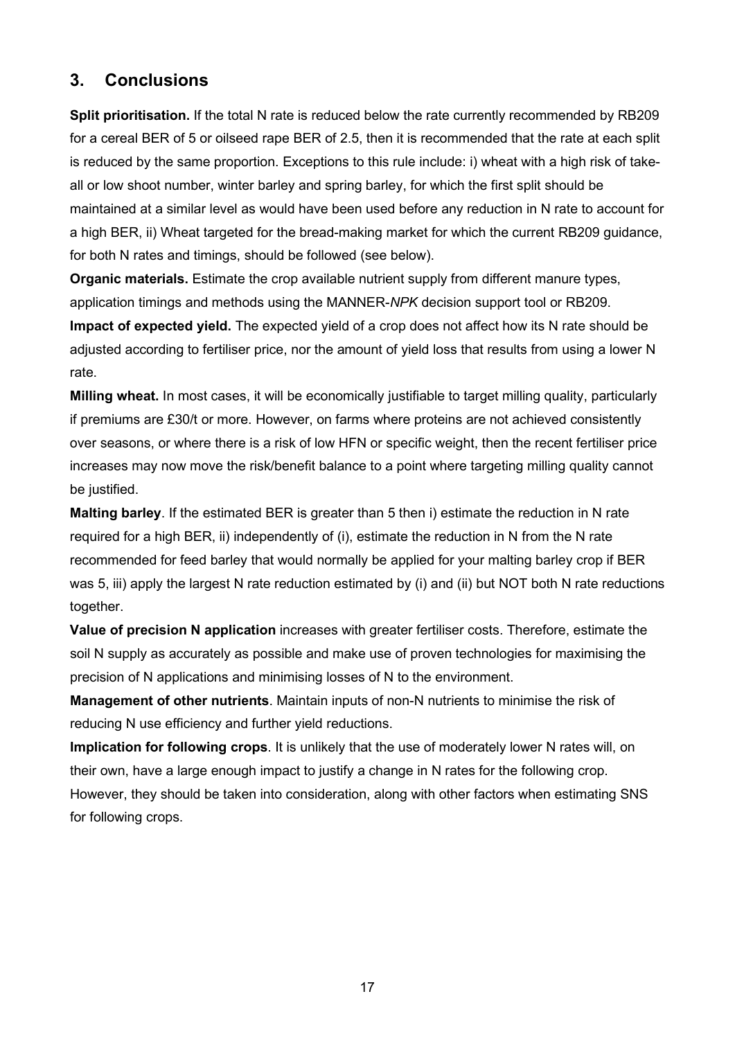## 3. Conclusions

**Split prioritisation.** If the total N rate is reduced below the rate currently recommended by RB209 for a cereal BER of 5 or oilseed rape BER of 2.5, then it is recommended that the rate at each split is reduced by the same proportion. Exceptions to this rule include: i) wheat with a high risk of take-all or low shoot number, winter barley and spring barley, for which the first split should be maintained at a similar level as would have been used before any reduction in N rate to account for a high BER, ii) Wheat targeted for the bread-making market for which the current RB209 guidance, for both N rates and timings, should be followed (see below).

**Organic materials.** Estimate the crop available nutrient supply from different manure types, application timings and methods using the MANNER-*NPK* decision support tool or RB209.

**Impact of expected yield.** The expected yield of a crop does not affect how its N rate should be adjusted according to fertiliser price, nor the amount of yield loss that results from using a lower N rate.

**Milling wheat.** In most cases, it will be economically justifiable to target milling quality, particularly if premiums are £30/t or more. However, on farms where proteins are not achieved consistently over seasons, or where there is a risk of low HFN or specific weight, then the recent fertiliser price increases may now move the risk/benefit balance to a point where targeting milling quality cannot be justified.

**Malting barley**. If the estimated BER is greater than 5 then i) estimate the reduction in N rate required for a high BER, ii) independently of (i), estimate the reduction in N from the N rate recommended for feed barley that would normally be applied for your malting barley crop if BER was 5, iii) apply the largest N rate reduction estimated by (i) and (ii) but NOT both N rate reductions together.

**Value of precision N application** increases with greater fertiliser costs. Therefore, estimate the soil N supply as accurately as possible and make use of proven technologies for maximising the precision of N applications and minimising losses of N to the environment.

**Management of other nutrients**. Maintain inputs of non-N nutrients to minimise the risk of reducing N use efficiency and further yield reductions.

**Implication for following crops**. It is unlikely that the use of moderately lower N rates will, on their own, have a large enough impact to justify a change in N rates for the following crop. However, they should be taken into consideration, along with other factors when estimating SNS for following crops.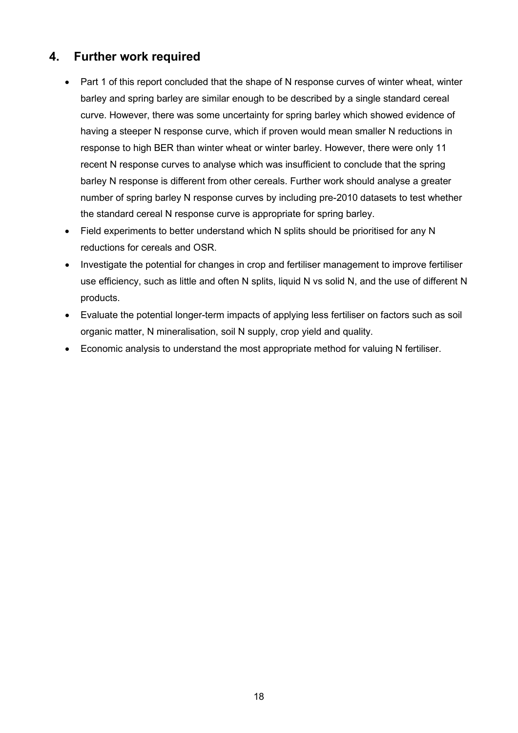## 4. Further work required

- Part 1 of this report concluded that the shape of N response curves of winter wheat, winter barley and spring barley are similar enough to be described by a single standard cereal curve. However, there was some uncertainty for spring barley which showed evidence of having a steeper N response curve, which if proven would mean smaller N reductions in response to high BER than winter wheat or winter barley. However, there were only 11 recent N response curves to analyse which was insufficient to conclude that the spring barley N response is different from other cereals. Further work should analyse a greater number of spring barley N response curves by including pre-2010 datasets to test whether the standard cereal N response curve is appropriate for spring barley.
- Field experiments to better understand which N splits should be prioritised for any N reductions for cereals and OSR.
- Investigate the potential for changes in crop and fertiliser management to improve fertiliser use efficiency, such as little and often N splits, liquid N vs solid N, and the use of different N products.
- Evaluate the potential longer-term impacts of applying less fertiliser on factors such as soil organic matter, N mineralisation, soil N supply, crop yield and quality.
- Economic analysis to understand the most appropriate method for valuing N fertiliser.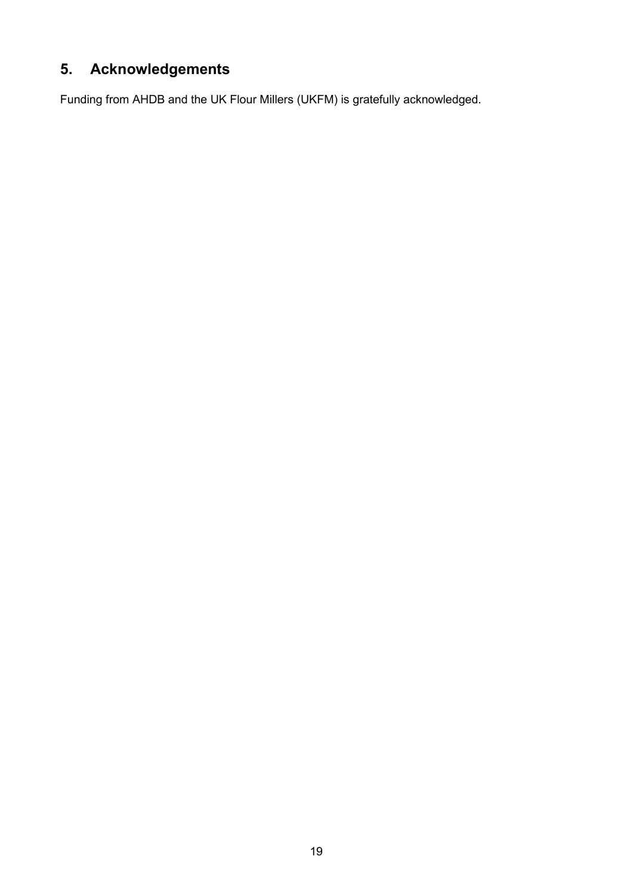## 5. Acknowledgements

Funding from AHDB and the UK Flour Millers (UKFM) is gratefully acknowledged.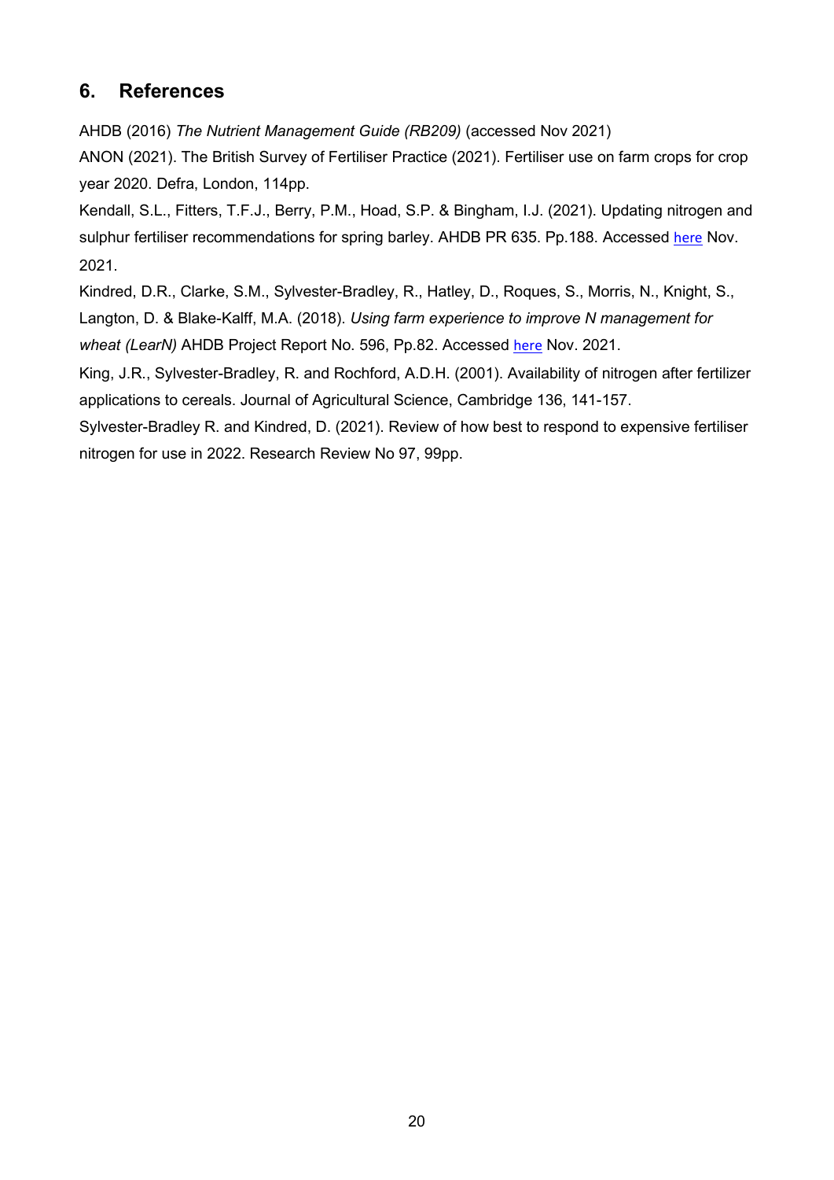## 6. References

AHDB (2016) *The Nutrient Management Guide (RB209)* (accessed Nov 2021)

ANON (2021). The British Survey of Fertiliser Practice (2021). Fertiliser use on farm crops for crop year 2020. Defra, London, 114pp.

Kendall, S.L., Fitters, T.F.J., Berry, P.M., Hoad, S.P. & Bingham, I.J. (2021). Updating nitrogen and sulphur fertiliser recommendations for spring barley. AHDB PR 635. Pp.188. Accessed here Nov. 2021.

Kindred, D.R., Clarke, S.M., Sylvester-Bradley, R., Hatley, D., Roques, S., Morris, N., Knight, S., Langton, D. & Blake-Kalff, M.A. (2018). *Using farm experience to improve N management for wheat (LearN)* AHDB Project Report No. 596, Pp.82. Accessed here Nov. 2021.

King, J.R., Sylvester-Bradley, R. and Rochford, A.D.H. (2001). Availability of nitrogen after fertilizer applications to cereals. Journal of Agricultural Science, Cambridge 136, 141-157.

Sylvester-Bradley R. and Kindred, D. (2021). Review of how best to respond to expensive fertiliser nitrogen for use in 2022. Research Review No 97, 99pp.